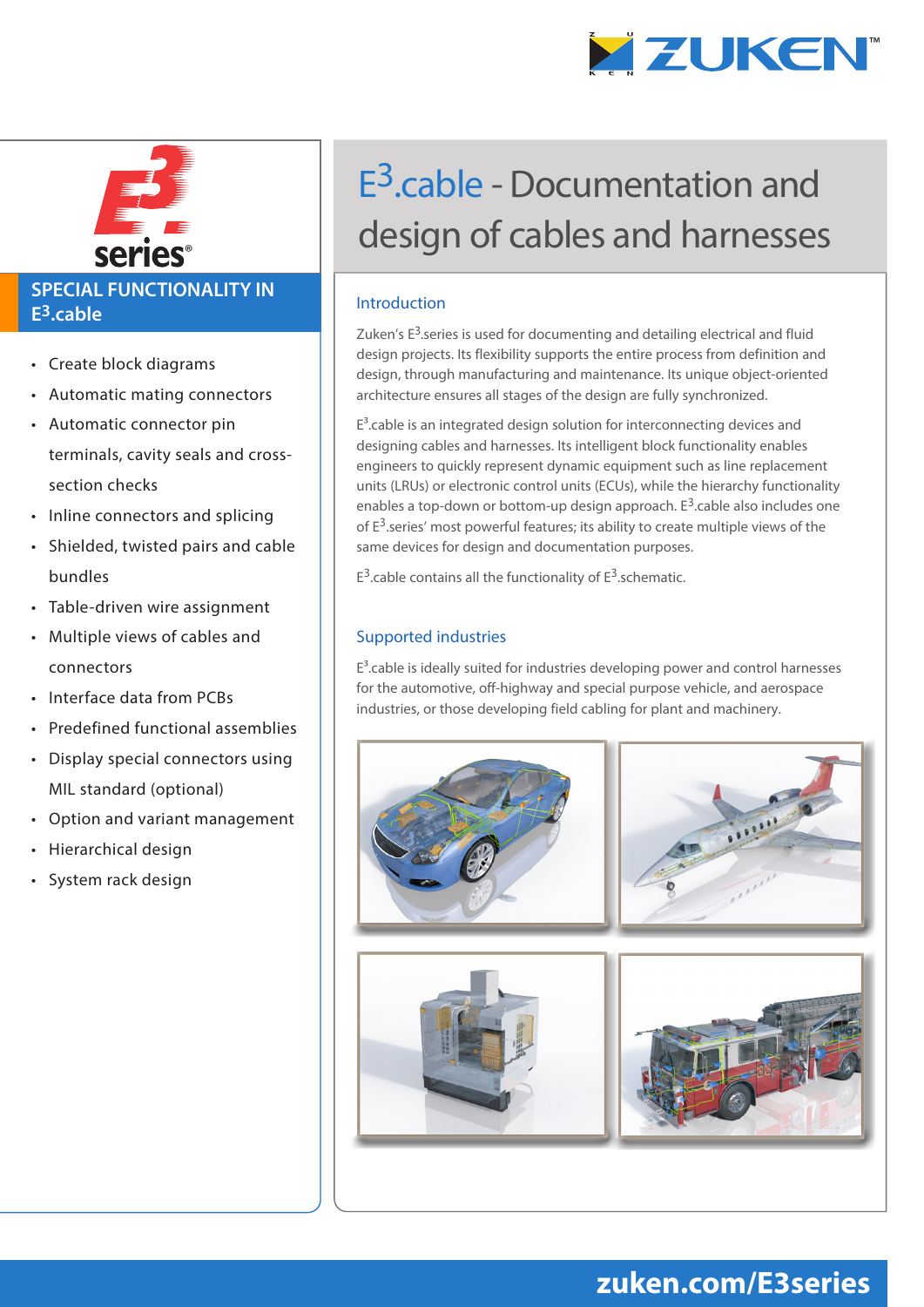# E3.cable - Documentation and design of cables and harnesses

## Introduction

Zuken's E3.series is used for documenting and detailing electrical and fluid design projects. Its flexibility supports the entire process from definition and design, through manufacturing and maintenance. Its unique object-oriented architecture ensures all stages of the design are fully synchronized.

E3.cable is an integrated design solution for interconnecting devices and designing cables and harnesses. Its intelligent block functionality enables engineers to quickly represent dynamic equipment such as line replacement units (LRUs) or electronic control units (ECUs), while the hierarchy functionality enables a top-down or bottom-up design approach. E3.cable also includes one of E3.series' most powerful features; its ability to create multiple views of the same devices for design and documentation purposes.

E3.cable contains all the functionality of E3.schematic.

## Supported industries

E3.cable is ideally suited for industries developing power and control harnesses for the automotive, off-highway and special purpose vehicle, and aerospace industries, or those developing field cabling for plant and machinery.

## SPECIAL FUNCTIONALITY IN E3.cable

- Create block diagrams
- Automatic mating connectors
- Automatic connector pin terminals, cavity seals and cross-section checks
- Inline connectors and splicing
- Shielded, twisted pairs and cable bundles
- Table-driven wire assignment
- Multiple views of cables and connectors
- Interface data from PCBs
- Predefined functional assemblies
- Display special connectors using MIL standard (optional)
- Option and variant management
- Hierarchical design
- System rack design

zuken.com/E3series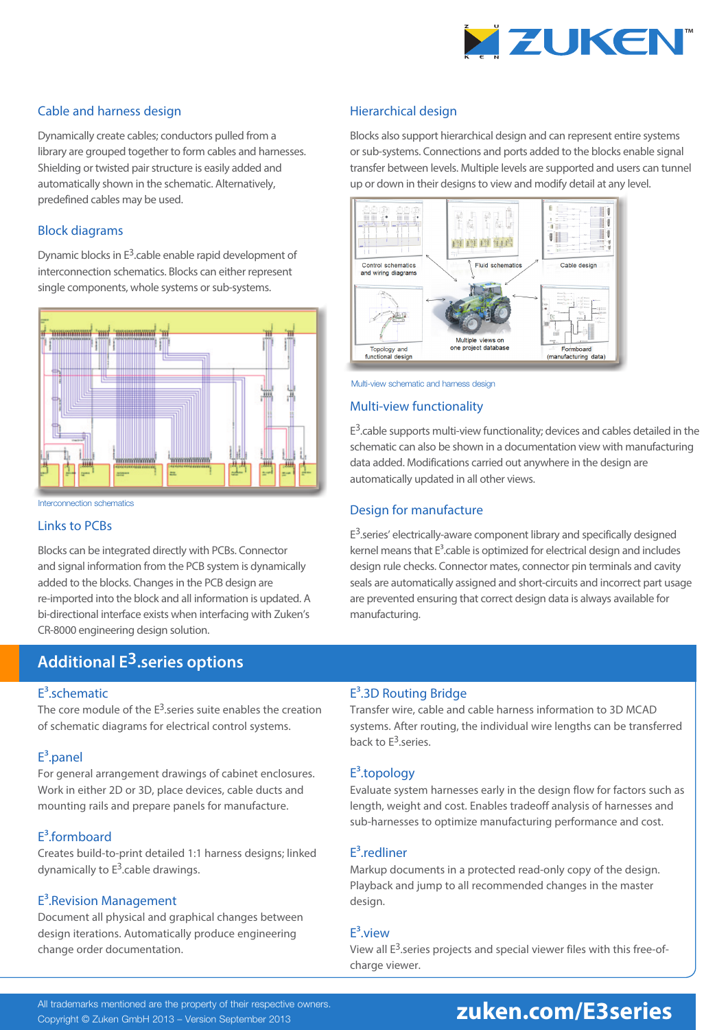## Cable and harness design

Dynamically create cables; conductors pulled from a library are grouped together to form cables and harnesses. Shielding or twisted pair structure is easily added and automatically shown in the schematic. Alternatively, predefined cables may be used.

## Block diagrams

Dynamic blocks in E$^3$.cable enable rapid development of interconnection schematics. Blocks can either represent single components, whole systems or sub-systems.

Interconnection schematics

## Links to PCBs

Blocks can be integrated directly with PCBs. Connector and signal information from the PCB system is dynamically added to the blocks. Changes in the PCB design are re-imported into the block and all information is updated. A bi-directional interface exists when interfacing with Zuken's CR-8000 engineering design solution.

## Hierarchical design

Blocks also support hierarchical design and can represent entire systems or sub-systems. Connections and ports added to the blocks enable signal transfer between levels. Multiple levels are supported and users can tunnel up or down in their designs to view and modify detail at any level.

Multi-view schematic and harness design

## Multi-view functionality

E$^3$.cable supports multi-view functionality; devices and cables detailed in the schematic can also be shown in a documentation view with manufacturing data added. Modifications carried out anywhere in the design are automatically updated in all other views.

## Design for manufacture

E$^3$.series' electrically-aware component library and specifically designed kernel means that E$^3$.cable is optimized for electrical design and includes design rule checks. Connector mates, connector pin terminals and cavity seals are automatically assigned and short-circuits and incorrect part usage are prevented ensuring that correct design data is always available for manufacturing.

# Additional E$^3$.series options

### E$^3$.schematic

The core module of the E$^3$.series suite enables the creation of schematic diagrams for electrical control systems.

### E$^3$.panel

For general arrangement drawings of cabinet enclosures. Work in either 2D or 3D, place devices, cable ducts and mounting rails and prepare panels for manufacture.

### E$^3$.formboard

Creates build-to-print detailed 1:1 harness designs; linked dynamically to E$^3$.cable drawings.

### E$^3$.Revision Management

Document all physical and graphical changes between design iterations. Automatically produce engineering change order documentation.

### E$^3$.3D Routing Bridge

Transfer wire, cable and cable harness information to 3D MCAD systems. After routing, the individual wire lengths can be transferred back to E$^3$.series.

### E$^3$.topology

Evaluate system harnesses early in the design flow for factors such as length, weight and cost. Enables tradeoff analysis of harnesses and sub-harnesses to optimize manufacturing performance and cost.

### E$^3$.redliner

Markup documents in a protected read-only copy of the design. Playback and jump to all recommended changes in the master design.

### E$^3$.view

View all E$^3$.series projects and special viewer files with this free-of-charge viewer.

All trademarks mentioned are the property of their respective owners.
Copyright © Zuken GmbH 2013 – Version September 2013

**zuken.com/E3series**